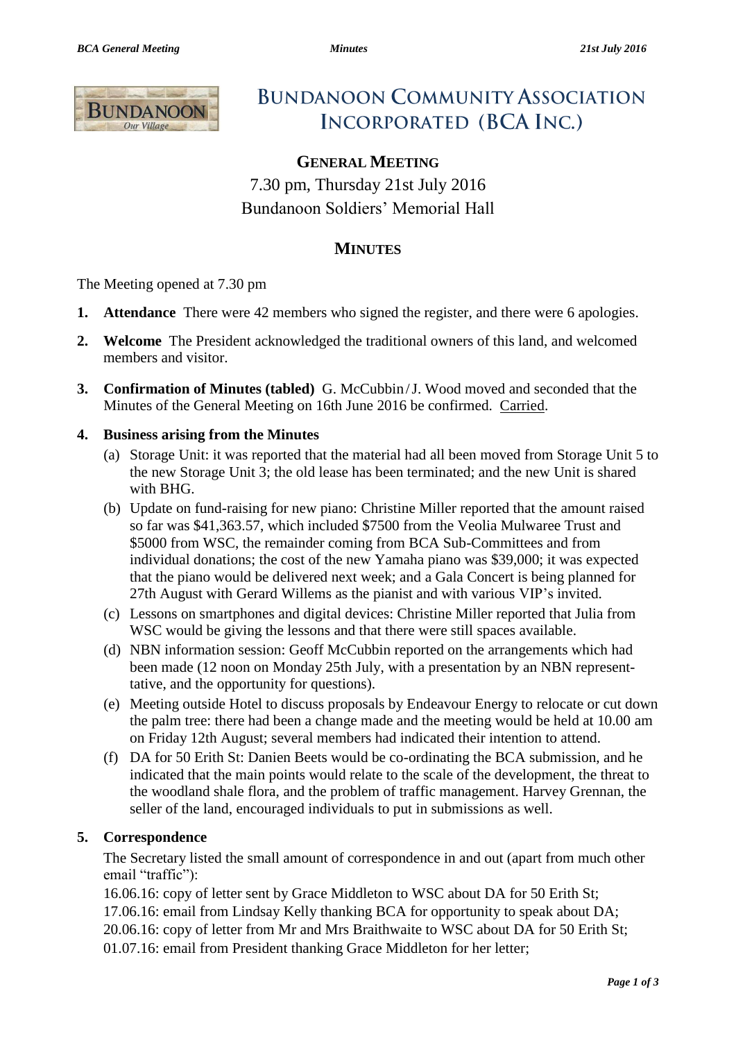# Bundanoon Community Association Incorporated (BCA Inc.)

## General Meeting

7.30 pm, Thursday 21st July 2016

Bundanoon Soldiers' Memorial Hall

## Minutes

The Meeting opened at 7.30 pm

1. **Attendance** There were 42 members who signed the register, and there were 6 apologies.

2. **Welcome** The President acknowledged the traditional owners of this land, and welcomed members and visitor.

3. **Confirmation of Minutes (tabled)** G. McCubbin / J. Wood moved and seconded that the Minutes of the General Meeting on 16th June 2016 be confirmed. Carried.

4. **Business arising from the Minutes**
   (a) Storage Unit: it was reported that the material had all been moved from Storage Unit 5 to the new Storage Unit 3; the old lease has been terminated; and the new Unit is shared with BHG.
   (b) Update on fund-raising for new piano: Christine Miller reported that the amount raised so far was $41,363.57, which included $7500 from the Veolia Mulwaree Trust and $5000 from WSC, the remainder coming from BCA Sub-Committees and from individual donations; the cost of the new Yamaha piano was $39,000; it was expected that the piano would be delivered next week; and a Gala Concert is being planned for 27th August with Gerard Willems as the pianist and with various VIP's invited.
   (c) Lessons on smartphones and digital devices: Christine Miller reported that Julia from WSC would be giving the lessons and that there were still spaces available.
   (d) NBN information session: Geoff McCubbin reported on the arrangements which had been made (12 noon on Monday 25th July, with a presentation by an NBN representative, and the opportunity for questions).
   (e) Meeting outside Hotel to discuss proposals by Endeavour Energy to relocate or cut down the palm tree: there had been a change made and the meeting would be held at 10.00 am on Friday 12th August; several members had indicated their intention to attend.
   (f) DA for 50 Erith St: Danien Beets would be co-ordinating the BCA submission, and he indicated that the main points would relate to the scale of the development, the threat to the woodland shale flora, and the problem of traffic management. Harvey Grennan, the seller of the land, encouraged individuals to put in submissions as well.

5. **Correspondence**

   The Secretary listed the small amount of correspondence in and out (apart from much other email "traffic"):

   16.06.16: copy of letter sent by Grace Middleton to WSC about DA for 50 Erith St;
   17.06.16: email from Lindsay Kelly thanking BCA for opportunity to speak about DA;
   20.06.16: copy of letter from Mr and Mrs Braithwaite to WSC about DA for 50 Erith St;
   01.07.16: email from President thanking Grace Middleton for her letter;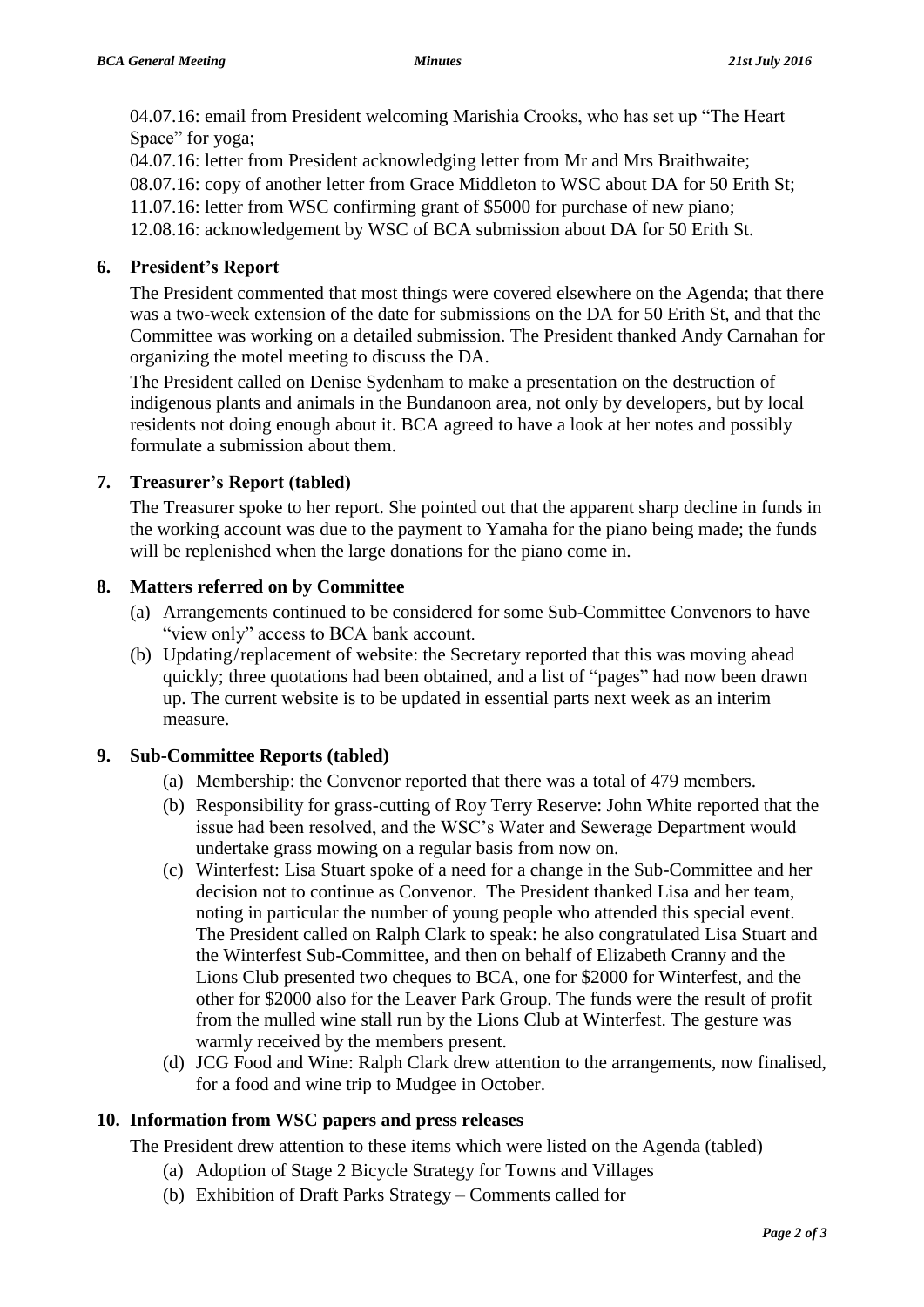04.07.16: email from President welcoming Marishia Crooks, who has set up "The Heart Space" for yoga;
04.07.16: letter from President acknowledging letter from Mr and Mrs Braithwaite;
08.07.16: copy of another letter from Grace Middleton to WSC about DA for 50 Erith St;
11.07.16: letter from WSC confirming grant of $5000 for purchase of new piano;
12.08.16: acknowledgement by WSC of BCA submission about DA for 50 Erith St.

### 6. President's Report

The President commented that most things were covered elsewhere on the Agenda; that there was a two-week extension of the date for submissions on the DA for 50 Erith St, and that the Committee was working on a detailed submission. The President thanked Andy Carnahan for organizing the motel meeting to discuss the DA.

The President called on Denise Sydenham to make a presentation on the destruction of indigenous plants and animals in the Bundanoon area, not only by developers, but by local residents not doing enough about it. BCA agreed to have a look at her notes and possibly formulate a submission about them.

### 7. Treasurer's Report (tabled)

The Treasurer spoke to her report. She pointed out that the apparent sharp decline in funds in the working account was due to the payment to Yamaha for the piano being made; the funds will be replenished when the large donations for the piano come in.

### 8. Matters referred on by Committee

(a) Arrangements continued to be considered for some Sub-Committee Convenors to have "view only" access to BCA bank account.

(b) Updating/replacement of website: the Secretary reported that this was moving ahead quickly; three quotations had been obtained, and a list of "pages" had now been drawn up. The current website is to be updated in essential parts next week as an interim measure.

### 9. Sub-Committee Reports (tabled)

(a) Membership: the Convenor reported that there was a total of 479 members.

(b) Responsibility for grass-cutting of Roy Terry Reserve: John White reported that the issue had been resolved, and the WSC's Water and Sewerage Department would undertake grass mowing on a regular basis from now on.

(c) Winterfest: Lisa Stuart spoke of a need for a change in the Sub-Committee and her decision not to continue as Convenor. The President thanked Lisa and her team, noting in particular the number of young people who attended this special event. The President called on Ralph Clark to speak: he also congratulated Lisa Stuart and the Winterfest Sub-Committee, and then on behalf of Elizabeth Cranny and the Lions Club presented two cheques to BCA, one for $2000 for Winterfest, and the other for $2000 also for the Leaver Park Group. The funds were the result of profit from the mulled wine stall run by the Lions Club at Winterfest. The gesture was warmly received by the members present.

(d) JCG Food and Wine: Ralph Clark drew attention to the arrangements, now finalised, for a food and wine trip to Mudgee in October.

### 10. Information from WSC papers and press releases

The President drew attention to these items which were listed on the Agenda (tabled)

(a) Adoption of Stage 2 Bicycle Strategy for Towns and Villages

(b) Exhibition of Draft Parks Strategy – Comments called for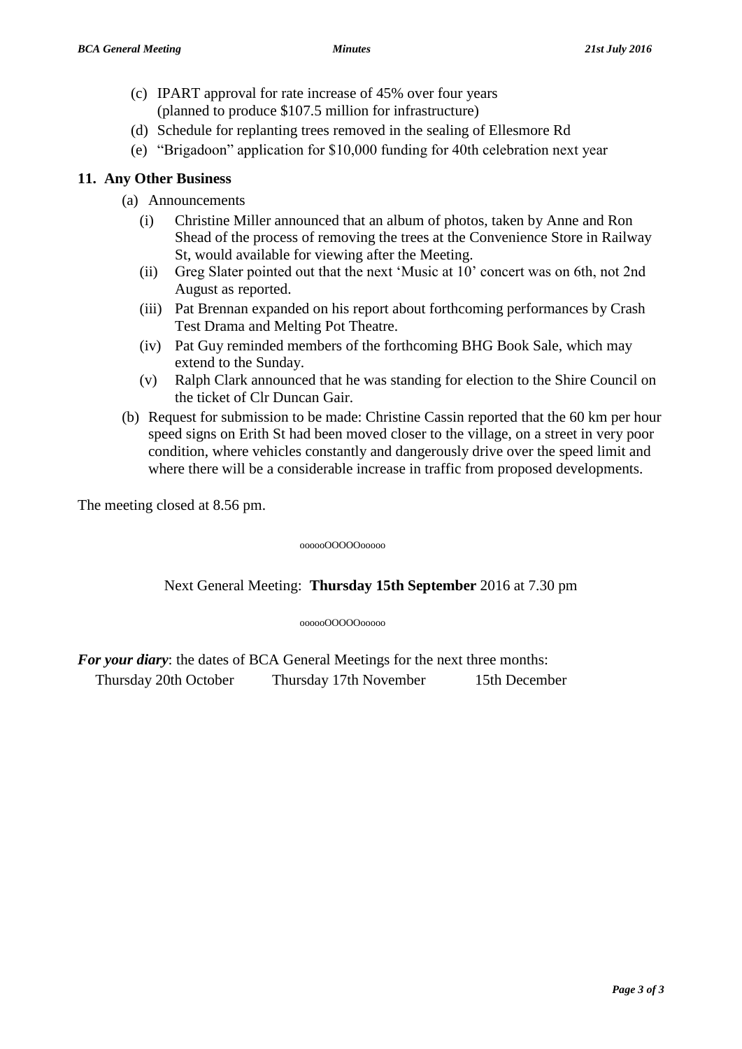(c) IPART approval for rate increase of 45% over four years (planned to produce $107.5 million for infrastructure)
(d) Schedule for replanting trees removed in the sealing of Ellesmore Rd
(e) "Brigadoon" application for $10,000 funding for 40th celebration next year

## 11. Any Other Business

(a) Announcements

(i) Christine Miller announced that an album of photos, taken by Anne and Ron Shead of the process of removing the trees at the Convenience Store in Railway St, would available for viewing after the Meeting.

(ii) Greg Slater pointed out that the next 'Music at 10' concert was on 6th, not 2nd August as reported.

(iii) Pat Brennan expanded on his report about forthcoming performances by Crash Test Drama and Melting Pot Theatre.

(iv) Pat Guy reminded members of the forthcoming BHG Book Sale, which may extend to the Sunday.

(v) Ralph Clark announced that he was standing for election to the Shire Council on the ticket of Clr Duncan Gair.

(b) Request for submission to be made: Christine Cassin reported that the 60 km per hour speed signs on Erith St had been moved closer to the village, on a street in very poor condition, where vehicles constantly and dangerously drive over the speed limit and where there will be a considerable increase in traffic from proposed developments.

The meeting closed at 8.56 pm.

oooooOOOOOooooo

Next General Meeting: **Thursday 15th September** 2016 at 7.30 pm

oooooOOOOOooooo

***For your diary***: the dates of BCA General Meetings for the next three months:

Thursday 20th October    Thursday 17th November    15th December